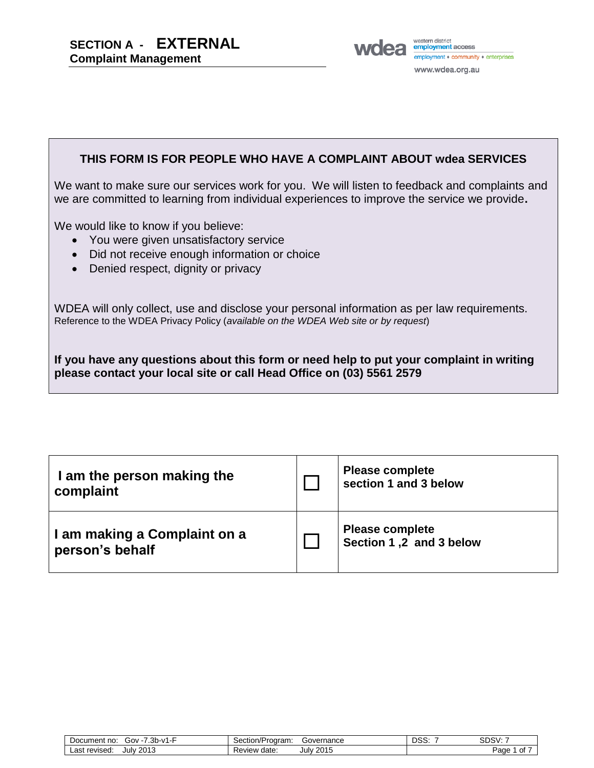# SECTION A - EXTERNAL
## Complaint Management

wdea western district employment access
employment • community • enterprises
www.wdea.org.au

**THIS FORM IS FOR PEOPLE WHO HAVE A COMPLAINT ABOUT wdea SERVICES**

We want to make sure our services work for you. We will listen to feedback and complaints and we are committed to learning from individual experiences to improve the service we provide**.**

We would like to know if you believe:

- You were given unsatisfactory service
- Did not receive enough information or choice
- Denied respect, dignity or privacy

WDEA will only collect, use and disclose your personal information as per law requirements.
Reference to the WDEA Privacy Policy (*available on the WDEA Web site or by request*)

**If you have any questions about this form or need help to put your complaint in writing please contact your local site or call Head Office on (03) 5561 2579**

| | | |
|---|---|---|
| **I am the person making the complaint** | ☐ | **Please complete section 1 and 3 below** |
| **I am making a Complaint on a person's behalf** | ☐ | **Please complete Section 1 ,2 and 3 below** |

| | | | |
|---|---|---|---|
| Document no: Gov -7.3b-v1-F | Section/Program: Governance | DSS: 7 | SDSV: 7 |
| Last revised: July 2013 | Review date: July 2015 | | |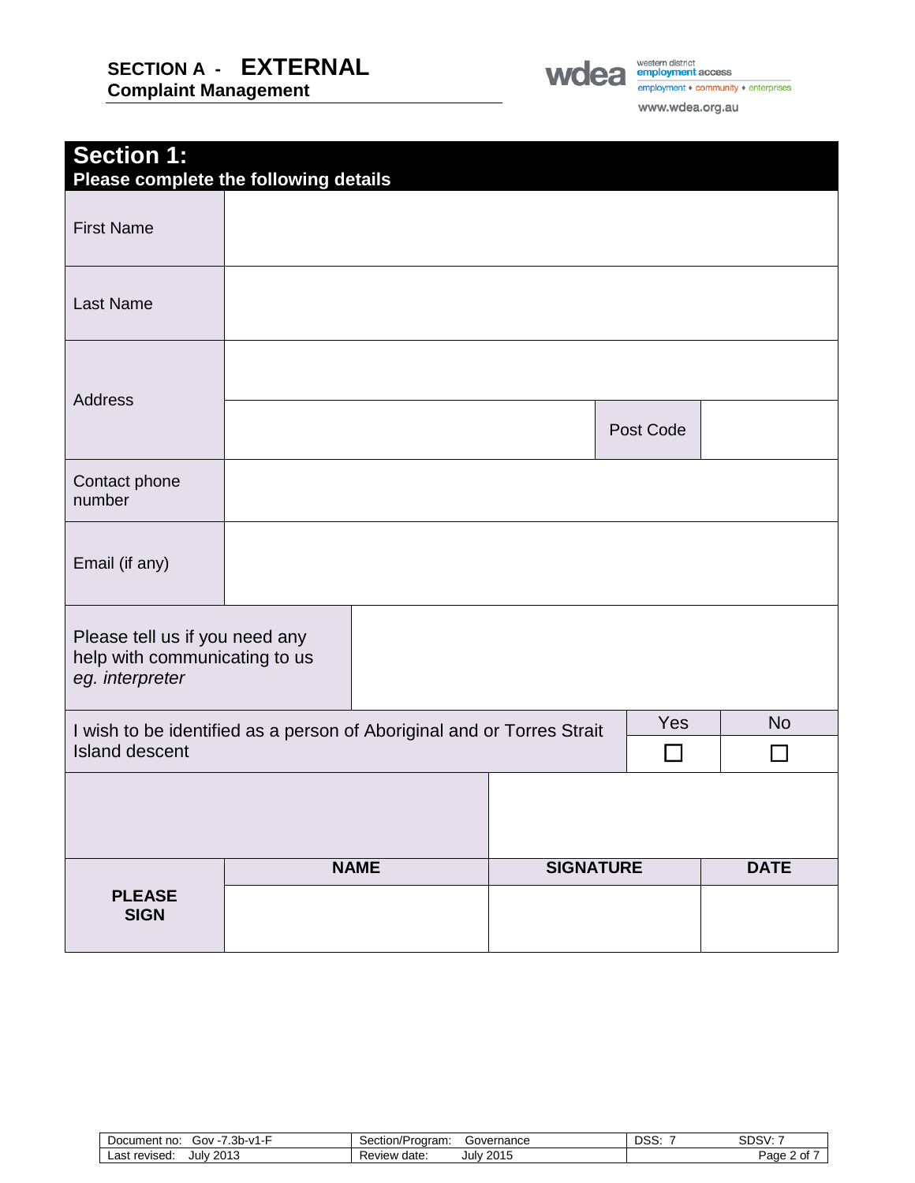**SECTION A - EXTERNAL**
**Complaint Management**

## Section 1:
**Please complete the following details**

| | | | |
|---|---|---|---|
| First Name | | | |
| Last Name | | | |
| Address | | | |
| | | Post Code | |
| Contact phone number | | | |
| Email (if any) | | | |

| | |
|---|---|
| Please tell us if you need any help with communicating to us *eg. interpreter* | |

| | Yes | No |
|---|---|---|
| I wish to be identified as a person of Aboriginal and or Torres Strait Island descent | ☐ | ☐ |

| | NAME | SIGNATURE | DATE |
|---|---|---|---|
| **PLEASE SIGN** | | | |

| | | | |
|---|---|---|---|
| Document no: Gov -7.3b-v1-F | Section/Program: Governance | DSS: 7 | SDSV: 7 |
| Last revised: July 2013 | Review date: July 2015 | | |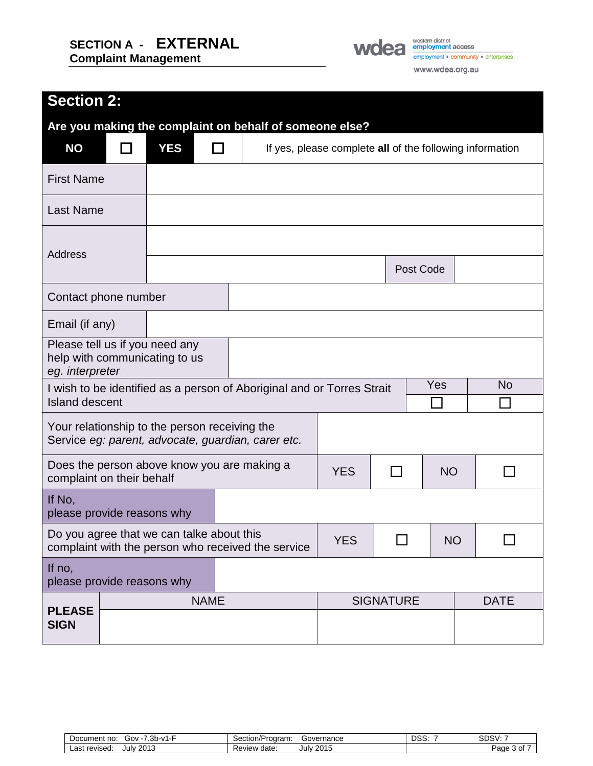**SECTION A - EXTERNAL**
**Complaint Management**

## Section 2:

**Are you making the complaint on behalf of someone else?**

| **NO** | ☐ | **YES** | ☐ | If yes, please complete **all** of the following information |
|---|---|---|---|---|

| | | | |
|---|---|---|---|
| First Name | | | |
| Last Name | | | |
| Address | | | |
| | | Post Code | |
| Contact phone number | | | |
| Email (if any) | | | |
| Please tell us if you need any help with communicating to us *eg. interpreter* | | | |

| I wish to be identified as a person of Aboriginal and or Torres Strait Island descent | Yes | No |
|---|---|---|
| | ☐ | ☐ |

| | | | | |
|---|---|---|---|---|
| Your relationship to the person receiving the Service *eg: parent, advocate, guardian, carer etc.* | | | | |
| Does the person above know you are making a complaint on their behalf | YES | ☐ | NO | ☐ |
| If No, please provide reasons why | | | | |
| Do you agree that we can talke about this complaint with the person who received the service | YES | ☐ | NO | ☐ |
| If no, please provide reasons why | | | | |

| **PLEASE SIGN** | NAME | SIGNATURE | DATE |
|---|---|---|---|
| | | | |

| Document no: Gov -7.3b-v1-F | Section/Program: Governance | DSS: 7 | SDSV: 7 |
|---|---|---|---|
| Last revised: July 2013 | Review date: July 2015 | | |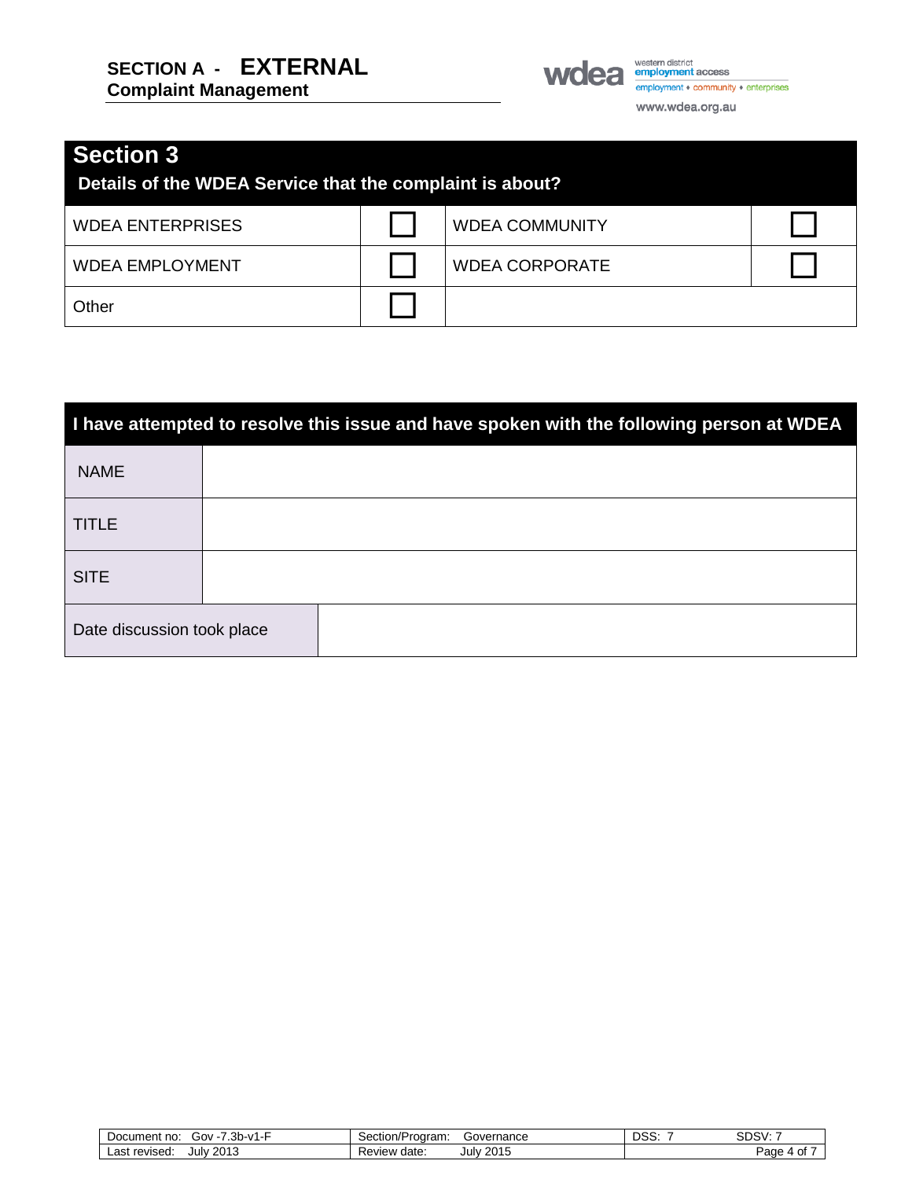## Section 3

**Details of the WDEA Service that the complaint is about?**

| | | | |
|---|---|---|---|
| WDEA ENTERPRISES | ☐ | WDEA COMMUNITY | ☐ |
| WDEA EMPLOYMENT | ☐ | WDEA CORPORATE | ☐ |
| Other | ☐ | | |

**I have attempted to resolve this issue and have spoken with the following person at WDEA**

| | |
|---|---|
| NAME | |
| TITLE | |
| SITE | |
| Date discussion took place | |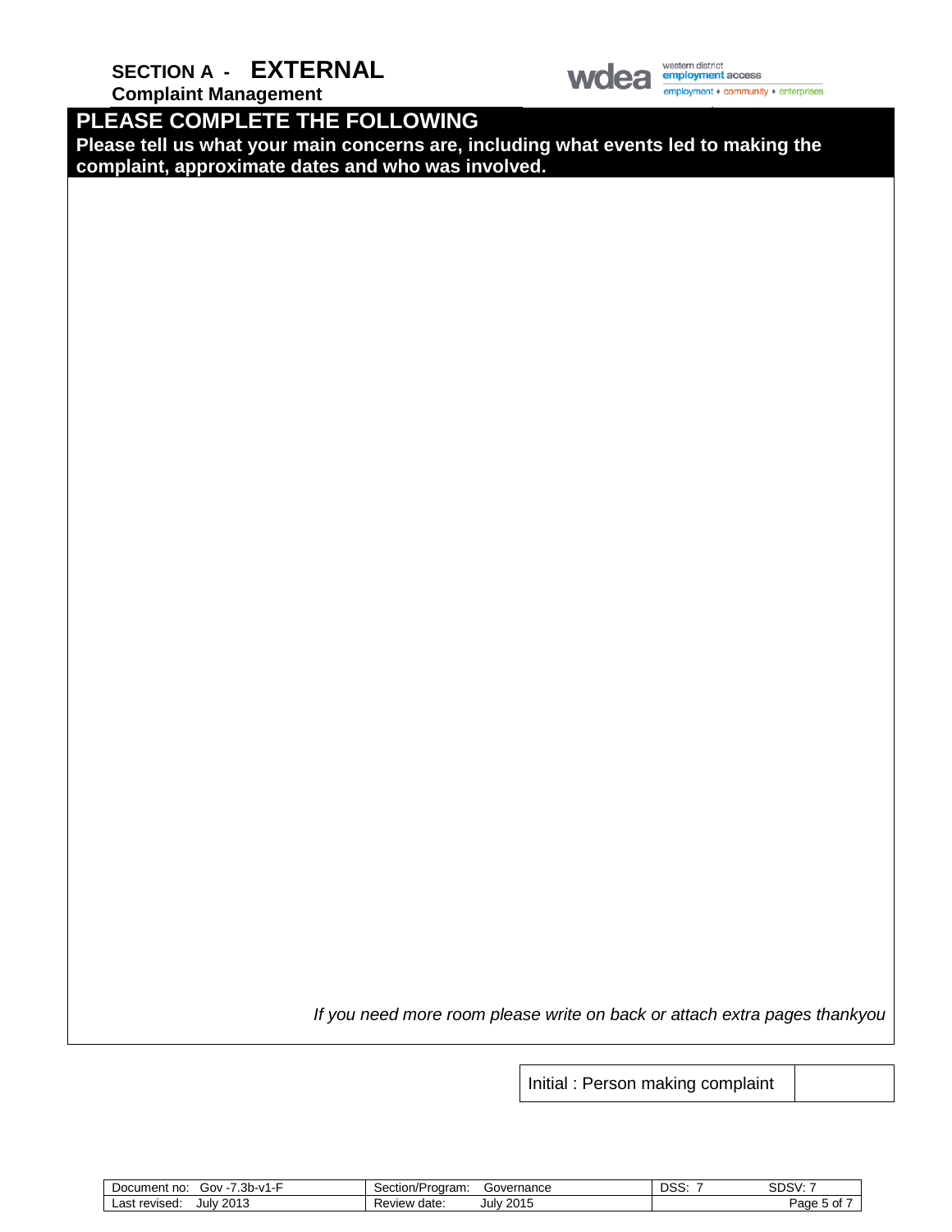# SECTION A - EXTERNAL

**Complaint Management**

## PLEASE COMPLETE THE FOLLOWING

**Please tell us what your main concerns are, including what events led to making the complaint, approximate dates and who was involved.**

*If you need more room please write on back or attach extra pages thankyou*

| Initial : Person making complaint | |
|---|---|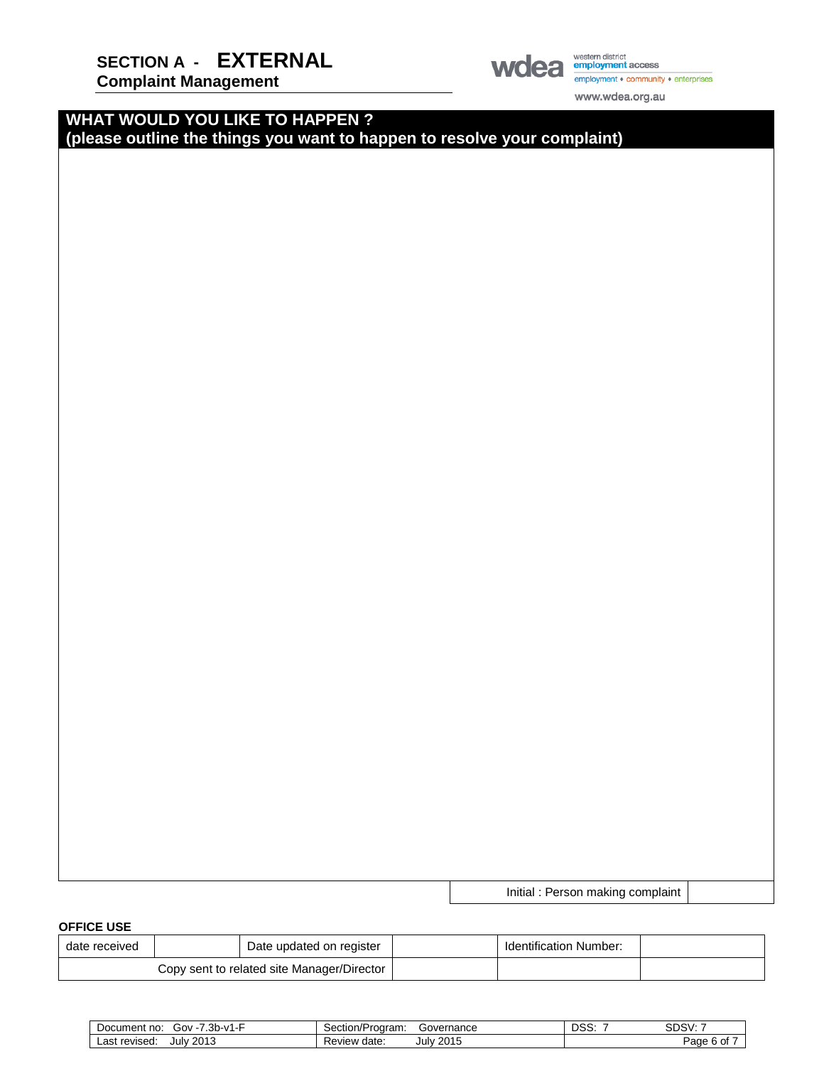## WHAT WOULD YOU LIKE TO HAPPEN ?
**(please outline the things you want to happen to resolve your complaint)**

| Initial : Person making complaint | |
|---|---|

**OFFICE USE**

| date received | | Date updated on register | | Identification Number: | |
|---|---|---|---|---|---|
| Copy sent to related site Manager/Director | | | | | |

| Document no: Gov -7.3b-v1-F | Section/Program: Governance | DSS: 7 | SDSV: 7 |
|---|---|---|---|
| Last revised: July 2013 | Review date: July 2015 | | |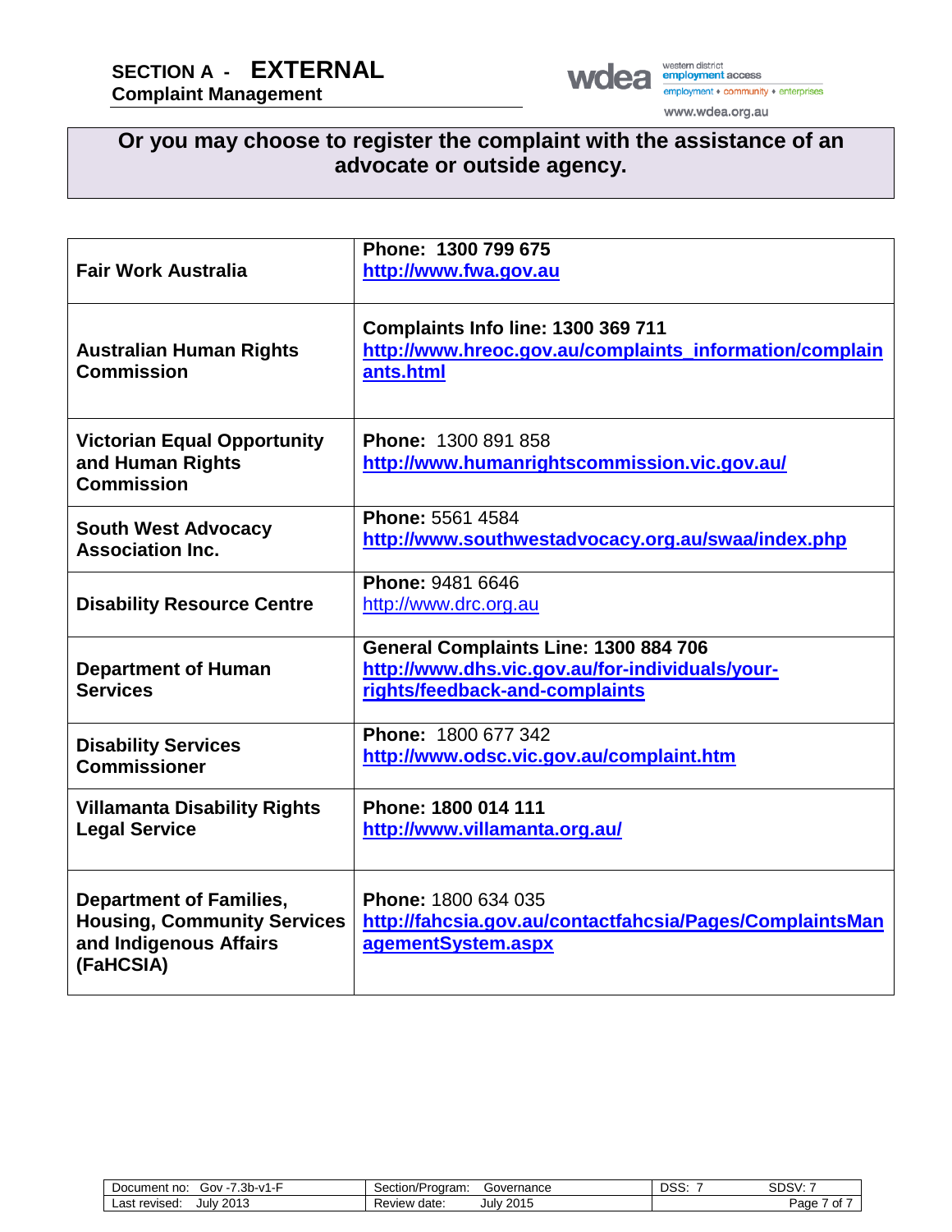**Or you may choose to register the complaint with the assistance of an advocate or outside agency.**

| | |
|---|---|
| **Fair Work Australia** | **Phone: 1300 799 675**<br>**http://www.fwa.gov.au** |
| **Australian Human Rights Commission** | **Complaints Info line: 1300 369 711**<br>**http://www.hreoc.gov.au/complaints_information/complainants.html** |
| **Victorian Equal Opportunity and Human Rights Commission** | **Phone:** 1300 891 858<br>**http://www.humanrightscommission.vic.gov.au/** |
| **South West Advocacy Association Inc.** | **Phone:** 5561 4584<br>**http://www.southwestadvocacy.org.au/swaa/index.php** |
| **Disability Resource Centre** | **Phone:** 9481 6646<br>http://www.drc.org.au |
| **Department of Human Services** | **General Complaints Line: 1300 884 706**<br>**http://www.dhs.vic.gov.au/for-individuals/your-rights/feedback-and-complaints** |
| **Disability Services Commissioner** | **Phone:** 1800 677 342<br>**http://www.odsc.vic.gov.au/complaint.htm** |
| **Villamanta Disability Rights Legal Service** | **Phone: 1800 014 111**<br>**http://www.villamanta.org.au/** |
| **Department of Families, Housing, Community Services and Indigenous Affairs (FaHCSIA)** | **Phone:** 1800 634 035<br>**http://fahcsia.gov.au/contactfahcsia/Pages/ComplaintsManagementSystem.aspx** |